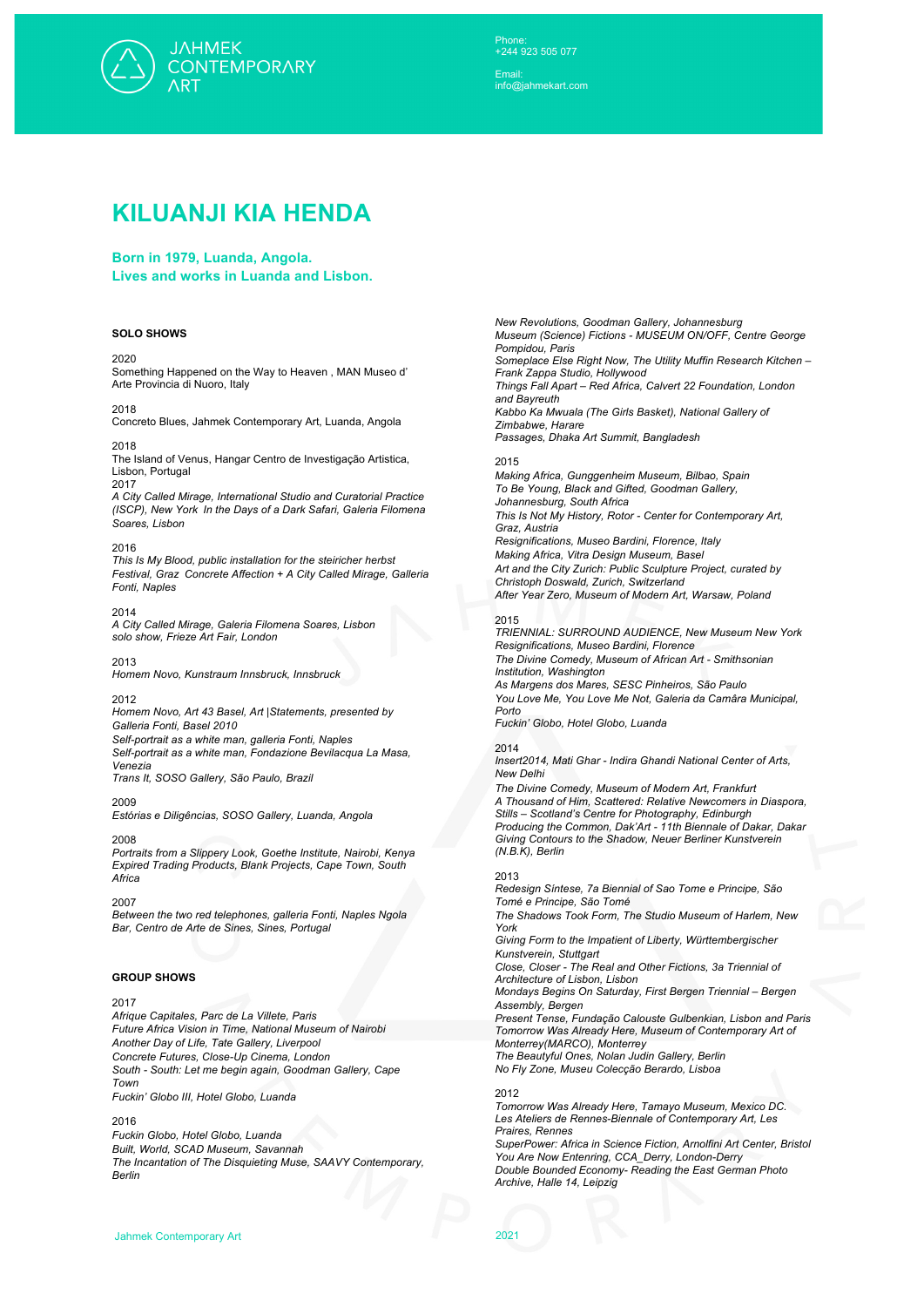JAHMEK CONTEMPORARY ART

Phone:
+244 923 505 077

Email:
info@jahmekart.com

# KILUANJI KIA HENDA

### Born in 1979, Luanda, Angola.
### Lives and works in Luanda and Lisbon.

## SOLO SHOWS

2020
Something Happened on the Way to Heaven , MAN Museo d' Arte Provincia di Nuoro, Italy

2018
Concreto Blues, Jahmek Contemporary Art, Luanda, Angola

2018
The Island of Venus, Hangar Centro de Investigação Artistica, Lisbon, Portugal

2017
*A City Called Mirage, International Studio and Curatorial Practice (ISCP), New York In the Days of a Dark Safari, Galeria Filomena Soares, Lisbon*

2016
*This Is My Blood, public installation for the steiricher herbst Festival, Graz Concrete Affection + A City Called Mirage, Galleria Fonti, Naples*

2014
*A City Called Mirage, Galeria Filomena Soares, Lisbon*
*solo show, Frieze Art Fair, London*

2013
*Homem Novo, Kunstraum Innsbruck, Innsbruck*

2012
*Homem Novo, Art 43 Basel, Art |Statements, presented by Galleria Fonti, Basel 2010*
*Self-portrait as a white man, galleria Fonti, Naples*
*Self-portrait as a white man, Fondazione Bevilacqua La Masa, Venezia*
*Trans It, SOSO Gallery, São Paulo, Brazil*

2009
*Estórias e Diligências, SOSO Gallery, Luanda, Angola*

2008
*Portraits from a Slippery Look, Goethe Institute, Nairobi, Kenya*
*Expired Trading Products, Blank Projects, Cape Town, South Africa*

2007
*Between the two red telephones, galleria Fonti, Naples Ngola Bar, Centro de Arte de Sines, Sines, Portugal*

## GROUP SHOWS

2017
*Afrique Capitales, Parc de La Villete, Paris*
*Future Africa Vision in Time, National Museum of Nairobi*
*Another Day of Life, Tate Gallery, Liverpool*
*Concrete Futures, Close-Up Cinema, London*
*South - South: Let me begin again, Goodman Gallery, Cape Town*
*Fuckin' Globo III, Hotel Globo, Luanda*

2016
*Fuckin Globo, Hotel Globo, Luanda*
*Built, World, SCAD Museum, Savannah*
*The Incantation of The Disquieting Muse, SAAVY Contemporary, Berlin*
*New Revolutions, Goodman Gallery, Johannesburg*
*Museum (Science) Fictions - MUSEUM ON/OFF, Centre George Pompidou, Paris*
*Someplace Else Right Now, The Utility Muffin Research Kitchen – Frank Zappa Studio, Hollywood*
*Things Fall Apart – Red Africa, Calvert 22 Foundation, London and Bayreuth*
*Kabbo Ka Mwuala (The Girls Basket), National Gallery of Zimbabwe, Harare*
*Passages, Dhaka Art Summit, Bangladesh*

2015
*Making Africa, Gunggenheim Museum, Bilbao, Spain*
*To Be Young, Black and Gifted, Goodman Gallery, Johannesburg, South Africa*
*This Is Not My History, Rotor - Center for Contemporary Art, Graz, Austria*
*Resignifications, Museo Bardini, Florence, Italy*
*Making Africa, Vitra Design Museum, Basel*
*Art and the City Zurich: Public Sculpture Project, curated by Christoph Doswald, Zurich, Switzerland*
*After Year Zero, Museum of Modern Art, Warsaw, Poland*

2015
*TRIENNIAL: SURROUND AUDIENCE, New Museum New York*
*Resignifications, Museo Bardini, Florence*
*The Divine Comedy, Museum of African Art - Smithsonian Institution, Washington*
*As Margens dos Mares, SESC Pinheiros, São Paulo*
*You Love Me, You Love Me Not, Galeria da Câmara Municipal, Porto*
*Fuckin' Globo, Hotel Globo, Luanda*

2014
*Insert2014, Mati Ghar - Indira Ghandi National Center of Arts, New Delhi*
*The Divine Comedy, Museum of Modern Art, Frankfurt*
*A Thousand of Him, Scattered: Relative Newcomers in Diaspora, Stills – Scotland's Centre for Photography, Edinburgh*
*Producing the Common, Dak'Art - 11th Biennale of Dakar, Dakar*
*Giving Contours to the Shadow, Neuer Berliner Kunstverein (N.B.K), Berlin*

2013
*Redesign Síntese, 7a Biennial of Sao Tome e Principe, São Tomé e Principe, São Tomé*
*The Shadows Took Form, The Studio Museum of Harlem, New York*
*Giving Form to the Impatient of Liberty, Württembergischer Kunstverein, Stuttgart*
*Close, Closer - The Real and Other Fictions, 3a Triennial of Architecture of Lisbon, Lisbon*
*Mondays Begins On Saturday, First Bergen Triennial – Bergen Assembly, Bergen*
*Present Tense, Fundação Calouste Gulbenkian, Lisbon and Paris*
*Tomorrow Was Already Here, Museum of Contemporary Art of Monterrey(MARCO), Monterrey*
*The Beautyful Ones, Nolan Judin Gallery, Berlin*
*No Fly Zone, Museu Colecção Berardo, Lisboa*

2012
*Tomorrow Was Already Here, Tamayo Museum, Mexico DC.*
*Les Ateliers de Rennes-Biennale of Contemporary Art, Les Praires, Rennes*
*SuperPower: Africa in Science Fiction, Arnolfini Art Center, Bristol*
*You Are Now Entenring, CCA_Derry, London-Derry*
*Double Bounded Economy- Reading the East German Photo Archive, Halle 14, Leipzig*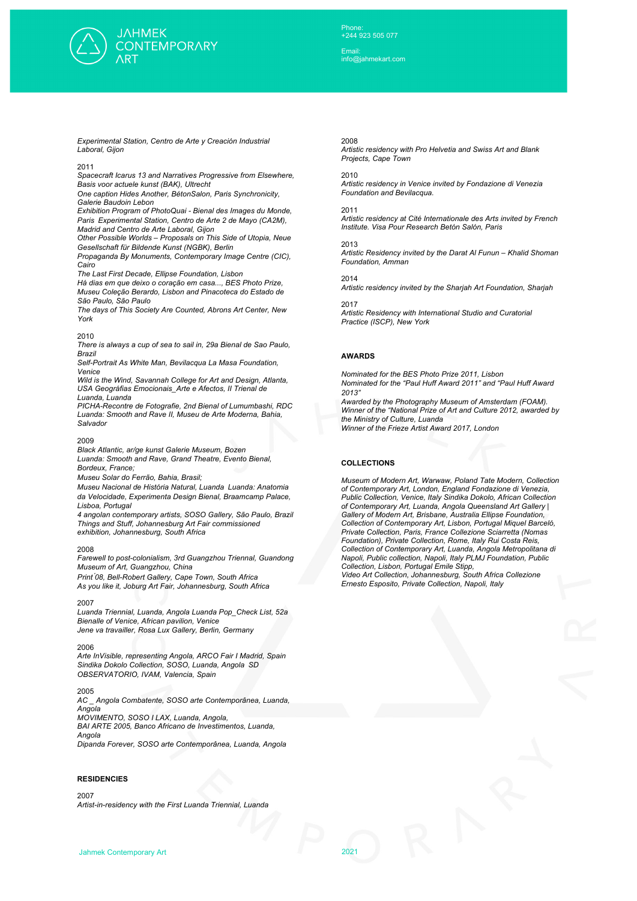*Experimental Station, Centro de Arte y Creación Industrial Laboral, Gijon*

2011
*Spacecraft Icarus 13 and Narratives Progressive from Elsewhere, Basis voor actuele kunst (BAK), Ultrecht*
*One caption Hides Another, BétonSalon, Paris Synchronicity, Galerie Baudoin Lebon*
*Exhibition Program of PhotoQuai - Bienal des Images du Monde, Paris  Experimental Station, Centro de Arte 2 de Mayo (CA2M), Madrid and Centro de Arte Laboral, Gijon*
*Other Possible Worlds – Proposals on This Side of Utopia, Neue Gesellschaft für Bildende Kunst (NGBK), Berlin*
*Propaganda By Monuments, Contemporary Image Centre (CIC), Cairo*
*The Last First Decade, Ellipse Foundation, Lisbon*
*Há dias em que deixo o coração em casa..., BES Photo Prize, Museu Coleção Berardo, Lisbon and Pinacoteca do Estado de São Paulo, São Paulo*
*The days of This Society Are Counted, Abrons Art Center, New York*

2010
*There is always a cup of sea to sail in, 29a Bienal de Sao Paulo, Brazil*
*Self-Portrait As White Man, Bevilacqua La Masa Foundation, Venice*
*Wild is the Wind, Savannah College for Art and Design, Atlanta, USA Geográfias Emocionais_Arte e Afectos, II Trienal de Luanda, Luanda*
*PICHA-Recontre de Fotografie, 2nd Bienal of Lumumbashi, RDC Luanda: Smooth and Rave II, Museu de Arte Moderna, Bahia, Salvador*

2009
*Black Atlantic, ar/ge kunst Galerie Museum, Bozen*
*Luanda: Smooth and Rave, Grand Theatre, Evento Bienal, Bordeux, France;*
*Museu Solar do Ferrão, Bahia, Brasil;*
*Museu Nacional de História Natural, Luanda  Luanda: Anatomia da Velocidade, Experimenta Design Bienal, Braamcamp Palace, Lisboa, Portugal*
*4 angolan contemporary artists, SOSO Gallery, São Paulo, Brazil*
*Things and Stuff, Johannesburg Art Fair commissioned exhibition, Johannesburg, South Africa*

2008
*Farewell to post-colonialism, 3rd Guangzhou Triennal, Guandong Museum of Art, Guangzhou, China*
*Print´08, Bell-Robert Gallery, Cape Town, South Africa*
*As you like it, Joburg Art Fair, Johannesburg, South Africa*

2007
*Luanda Triennial, Luanda, Angola Luanda Pop_Check List, 52a Bienalle of Venice, African pavilion, Venice*
*Jene va travailler, Rosa Lux Gallery, Berlin, Germany*

2006
*Arte InVisible, representing Angola, ARCO Fair I Madrid, Spain*
*Sindika Dokolo Collection, SOSO, Luanda, Angola  SD OBSERVATORIO, IVAM, Valencia, Spain*

2005
*AC _ Angola Combatente, SOSO arte Contemporânea, Luanda, Angola*
*MOVIMENTO, SOSO I LAX, Luanda, Angola,*
*BAI ARTE 2005, Banco Africano de Investimentos, Luanda, Angola*
*Dipanda Forever, SOSO arte Contemporânea, Luanda, Angola*

## RESIDENCIES

2007
*Artist-in-residency with the First Luanda Triennial, Luanda*

2008
*Artistic residency with Pro Helvetia and Swiss Art and Blank Projects, Cape Town*

2010
*Artistic residency in Venice invited by Fondazione di Venezia Foundation and Bevilacqua.*

2011
*Artistic residency at Cité Internationale des Arts invited by French Institute. Visa Pour Research Betón Salón, Paris*

2013
*Artistic Residency invited by the Darat Al Funun – Khalid Shoman Foundation, Amman*

2014
*Artistic residency invited by the Sharjah Art Foundation, Sharjah*

2017
*Artistic Residency with International Studio and Curatorial Practice (ISCP), New York*

## AWARDS

*Nominated for the BES Photo Prize 2011, Lisbon*
*Nominated for the "Paul Huff Award 2011" and "Paul Huff Award 2013"*
*Awarded by the Photography Museum of Amsterdam (FOAM).*
*Winner of the "National Prize of Art and Culture 2012, awarded by the Ministry of Culture, Luanda*
*Winner of the Frieze Artist Award 2017, London*

## COLLECTIONS

*Museum of Modern Art, Warwaw, Poland Tate Modern, Collection of Contemporary Art, London, England Fondazione di Venezia, Public Collection, Venice, Italy Sindika Dokolo, African Collection of Contemporary Art, Luanda, Angola Queensland Art Gallery | Gallery of Modern Art, Brisbane, Australia Ellipse Foundation, Collection of Contemporary Art, Lisbon, Portugal Miquel Barceló, Private Collection, Paris, France Collezione Sciarretta (Nomas Foundation), Private Collection, Rome, Italy Rui Costa Reis, Collection of Contemporary Art, Luanda, Angola Metropolitana di Napoli, Public collection, Napoli, Italy PLMJ Foundation, Public Collection, Lisbon, Portugal Emile Stipp, Video Art Collection, Johannesburg, South Africa Collezione Ernesto Esposito, Private Collection, Napoli, Italy*